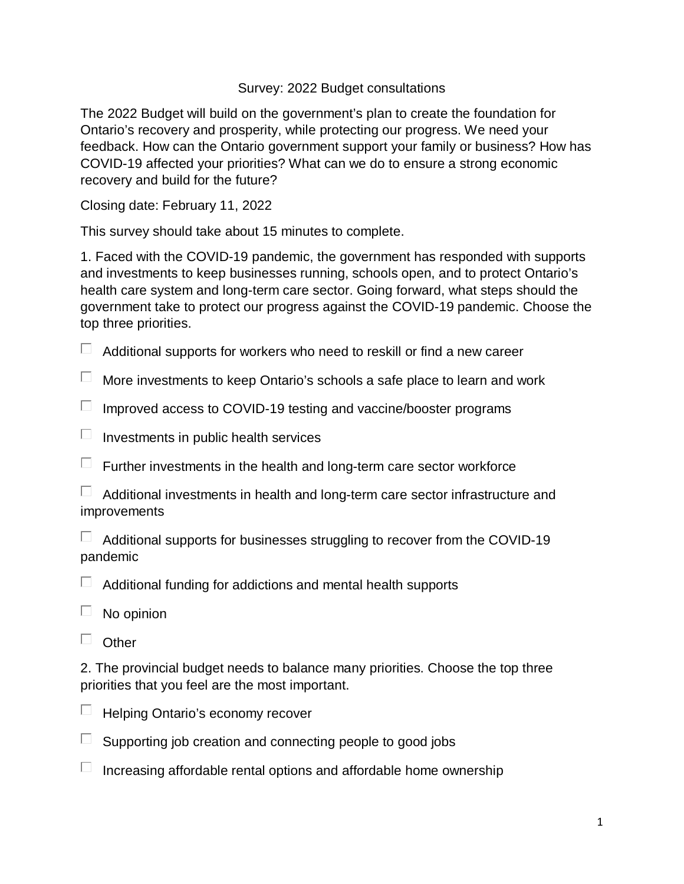# Survey: 2022 Budget consultations

The 2022 Budget will build on the government's plan to create the foundation for Ontario's recovery and prosperity, while protecting our progress. We need your feedback. How can the Ontario government support your family or business? How has COVID-19 affected your priorities? What can we do to ensure a strong economic recovery and build for the future?

Closing date: February 11, 2022

This survey should take about 15 minutes to complete.

1. Faced with the COVID-19 pandemic, the government has responded with supports and investments to keep businesses running, schools open, and to protect Ontario's health care system and long-term care sector. Going forward, what steps should the government take to protect our progress against the COVID-19 pandemic. Choose the top three priorities.

- [ ] Additional supports for workers who need to reskill or find a new career
- [ ] More investments to keep Ontario's schools a safe place to learn and work
- [ ] Improved access to COVID-19 testing and vaccine/booster programs
- [ ] Investments in public health services
- [ ] Further investments in the health and long-term care sector workforce
- [ ] Additional investments in health and long-term care sector infrastructure and improvements
- [ ] Additional supports for businesses struggling to recover from the COVID-19 pandemic
- [ ] Additional funding for addictions and mental health supports
- [ ] No opinion
- [ ] Other

2. The provincial budget needs to balance many priorities. Choose the top three priorities that you feel are the most important.

- [ ] Helping Ontario's economy recover
- [ ] Supporting job creation and connecting people to good jobs
- [ ] Increasing affordable rental options and affordable home ownership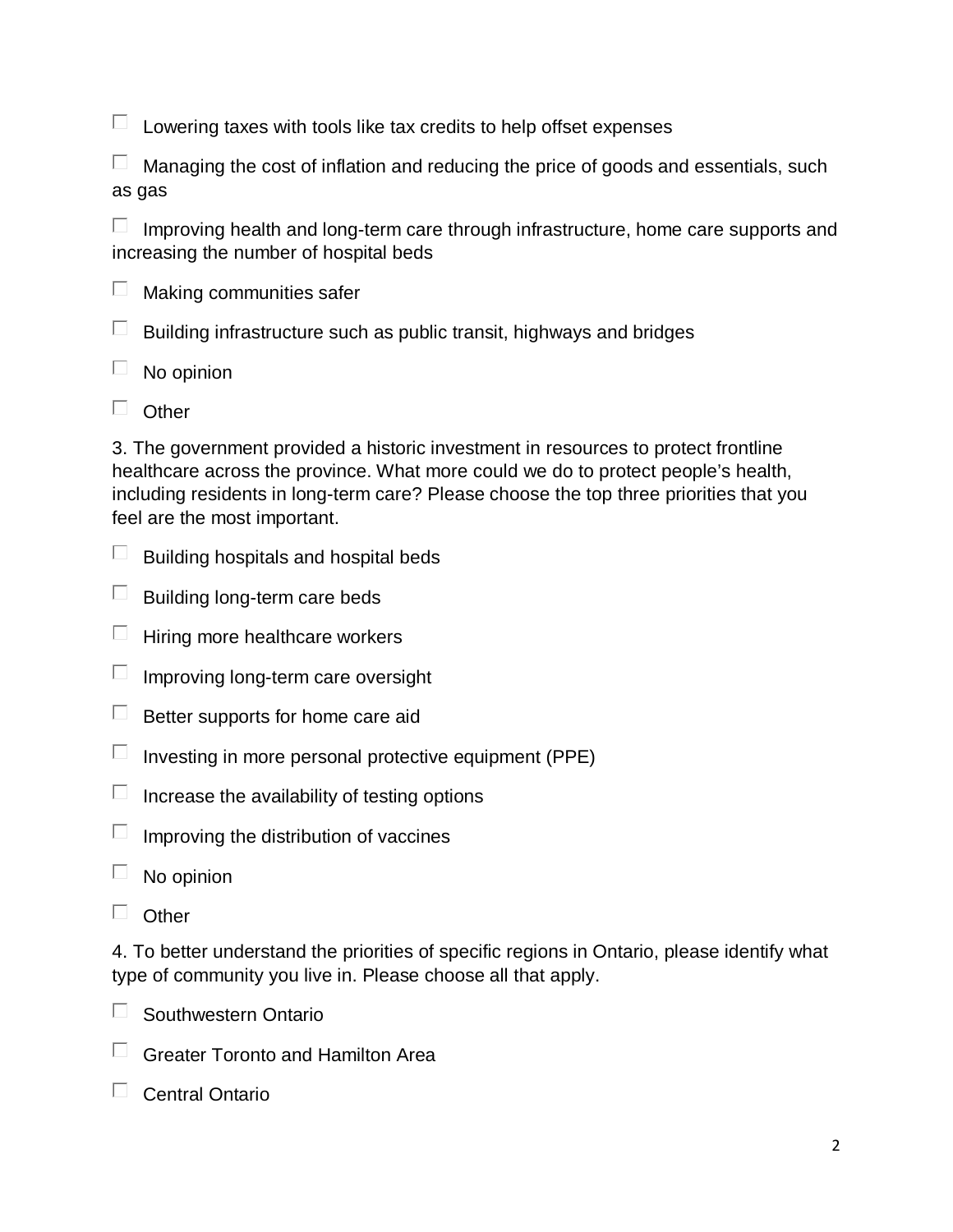- [ ] Lowering taxes with tools like tax credits to help offset expenses
- [ ] Managing the cost of inflation and reducing the price of goods and essentials, such as gas
- [ ] Improving health and long-term care through infrastructure, home care supports and increasing the number of hospital beds
- [ ] Making communities safer
- [ ] Building infrastructure such as public transit, highways and bridges
- [ ] No opinion
- [ ] Other

3. The government provided a historic investment in resources to protect frontline healthcare across the province. What more could we do to protect people's health, including residents in long-term care? Please choose the top three priorities that you feel are the most important.

- [ ] Building hospitals and hospital beds
- [ ] Building long-term care beds
- [ ] Hiring more healthcare workers
- [ ] Improving long-term care oversight
- [ ] Better supports for home care aid
- [ ] Investing in more personal protective equipment (PPE)
- [ ] Increase the availability of testing options
- [ ] Improving the distribution of vaccines
- [ ] No opinion
- [ ] Other

4. To better understand the priorities of specific regions in Ontario, please identify what type of community you live in. Please choose all that apply.

- [ ] Southwestern Ontario
- [ ] Greater Toronto and Hamilton Area
- [ ] Central Ontario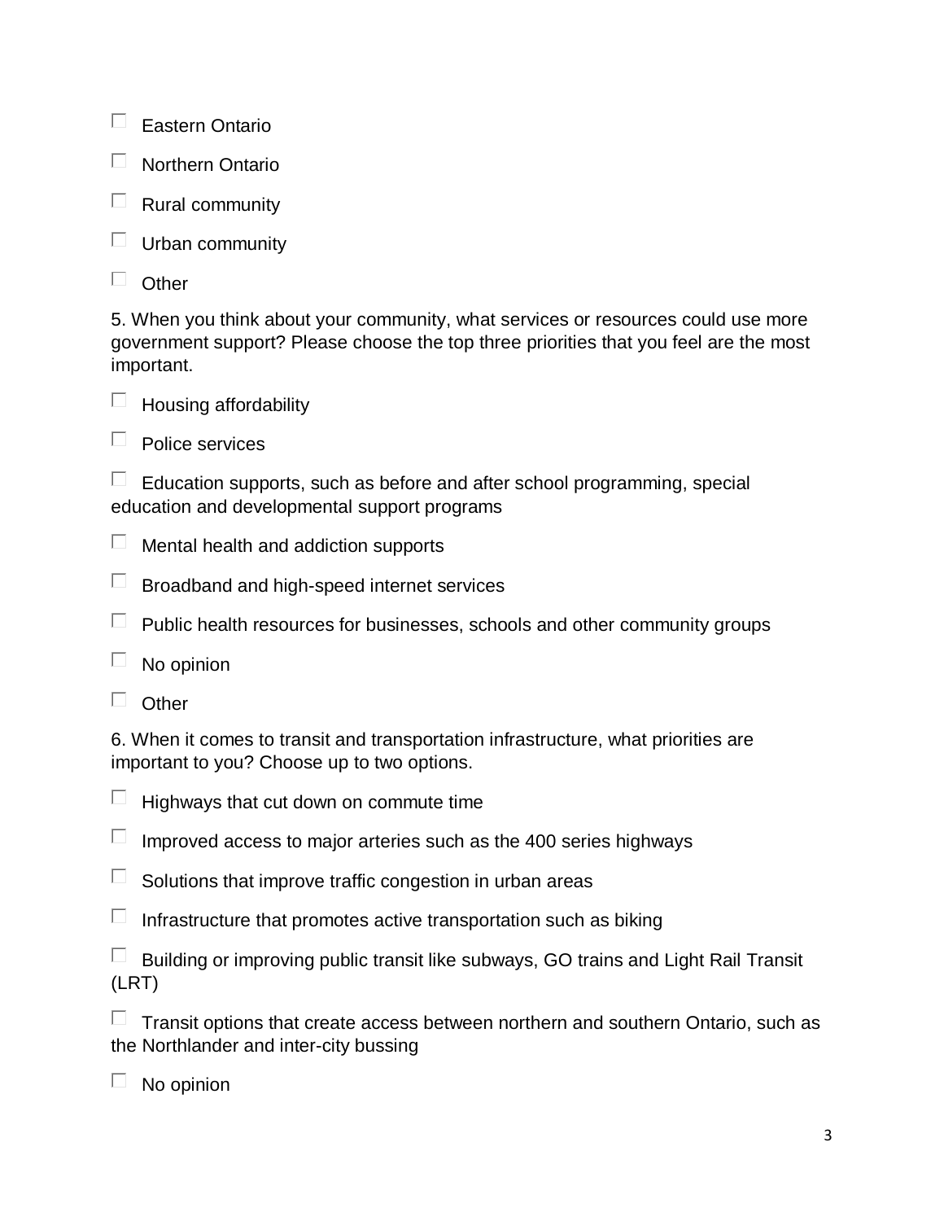- ☐ Eastern Ontario
- ☐ Northern Ontario
- ☐ Rural community
- ☐ Urban community
- ☐ Other

5. When you think about your community, what services or resources could use more government support? Please choose the top three priorities that you feel are the most important.

- ☐ Housing affordability
- ☐ Police services
- ☐ Education supports, such as before and after school programming, special education and developmental support programs
- ☐ Mental health and addiction supports
- ☐ Broadband and high-speed internet services
- ☐ Public health resources for businesses, schools and other community groups
- ☐ No opinion
- ☐ Other

6. When it comes to transit and transportation infrastructure, what priorities are important to you? Choose up to two options.

- ☐ Highways that cut down on commute time
- ☐ Improved access to major arteries such as the 400 series highways
- ☐ Solutions that improve traffic congestion in urban areas
- ☐ Infrastructure that promotes active transportation such as biking
- ☐ Building or improving public transit like subways, GO trains and Light Rail Transit (LRT)
- ☐ Transit options that create access between northern and southern Ontario, such as the Northlander and inter-city bussing
- ☐ No opinion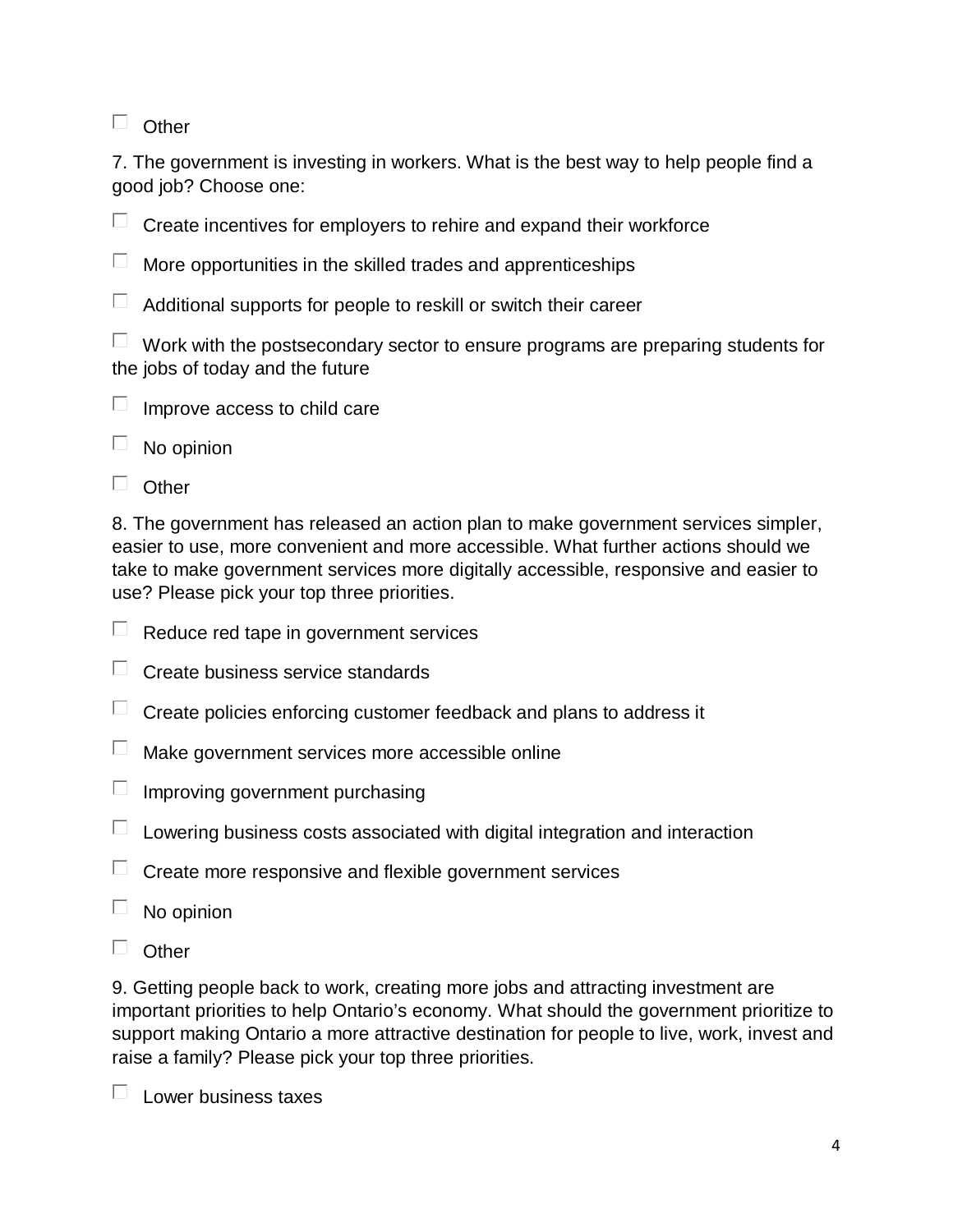- [ ] Other

7. The government is investing in workers. What is the best way to help people find a good job? Choose one:

- [ ] Create incentives for employers to rehire and expand their workforce
- [ ] More opportunities in the skilled trades and apprenticeships
- [ ] Additional supports for people to reskill or switch their career
- [ ] Work with the postsecondary sector to ensure programs are preparing students for the jobs of today and the future
- [ ] Improve access to child care
- [ ] No opinion
- [ ] Other

8. The government has released an action plan to make government services simpler, easier to use, more convenient and more accessible. What further actions should we take to make government services more digitally accessible, responsive and easier to use? Please pick your top three priorities.

- [ ] Reduce red tape in government services
- [ ] Create business service standards
- [ ] Create policies enforcing customer feedback and plans to address it
- [ ] Make government services more accessible online
- [ ] Improving government purchasing
- [ ] Lowering business costs associated with digital integration and interaction
- [ ] Create more responsive and flexible government services
- [ ] No opinion
- [ ] Other

9. Getting people back to work, creating more jobs and attracting investment are important priorities to help Ontario's economy. What should the government prioritize to support making Ontario a more attractive destination for people to live, work, invest and raise a family? Please pick your top three priorities.

- [ ] Lower business taxes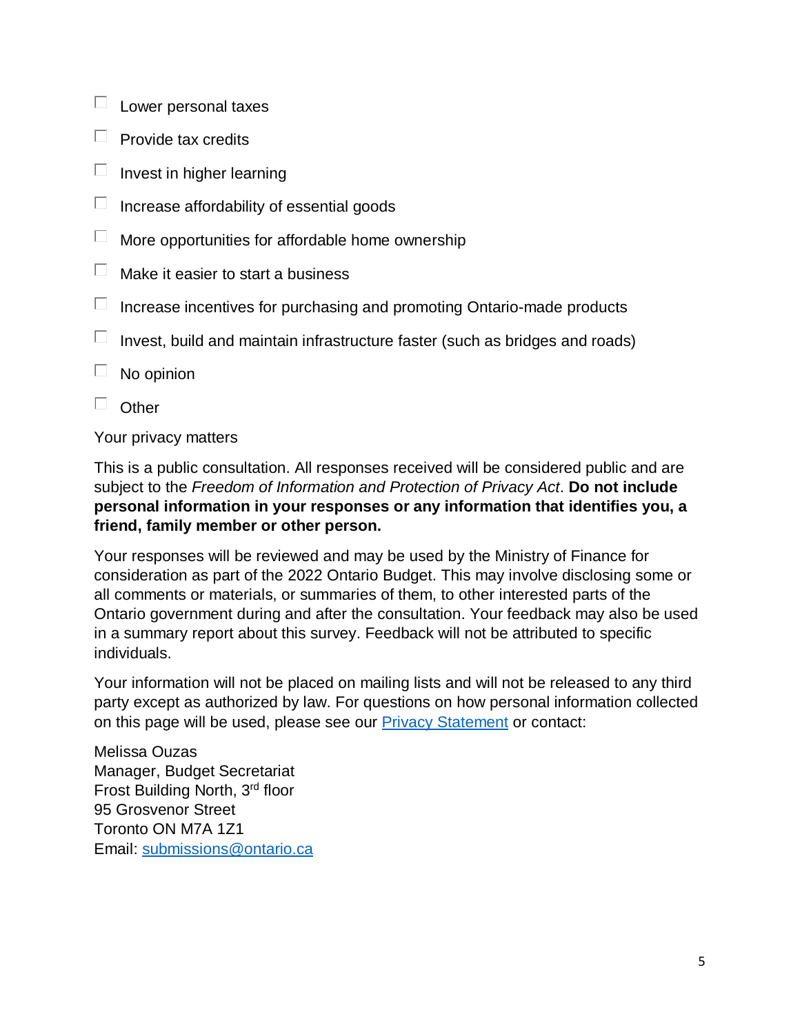- [ ] Lower personal taxes
- [ ] Provide tax credits
- [ ] Invest in higher learning
- [ ] Increase affordability of essential goods
- [ ] More opportunities for affordable home ownership
- [ ] Make it easier to start a business
- [ ] Increase incentives for purchasing and promoting Ontario-made products
- [ ] Invest, build and maintain infrastructure faster (such as bridges and roads)
- [ ] No opinion
- [ ] Other

Your privacy matters

This is a public consultation. All responses received will be considered public and are subject to the *Freedom of Information and Protection of Privacy Act*. **Do not include personal information in your responses or any information that identifies you, a friend, family member or other person.**

Your responses will be reviewed and may be used by the Ministry of Finance for consideration as part of the 2022 Ontario Budget. This may involve disclosing some or all comments or materials, or summaries of them, to other interested parts of the Ontario government during and after the consultation. Your feedback may also be used in a summary report about this survey. Feedback will not be attributed to specific individuals.

Your information will not be placed on mailing lists and will not be released to any third party except as authorized by law. For questions on how personal information collected on this page will be used, please see our Privacy Statement or contact:

Melissa Ouzas
Manager, Budget Secretariat
Frost Building North, 3rd floor
95 Grosvenor Street
Toronto ON M7A 1Z1
Email: submissions@ontario.ca